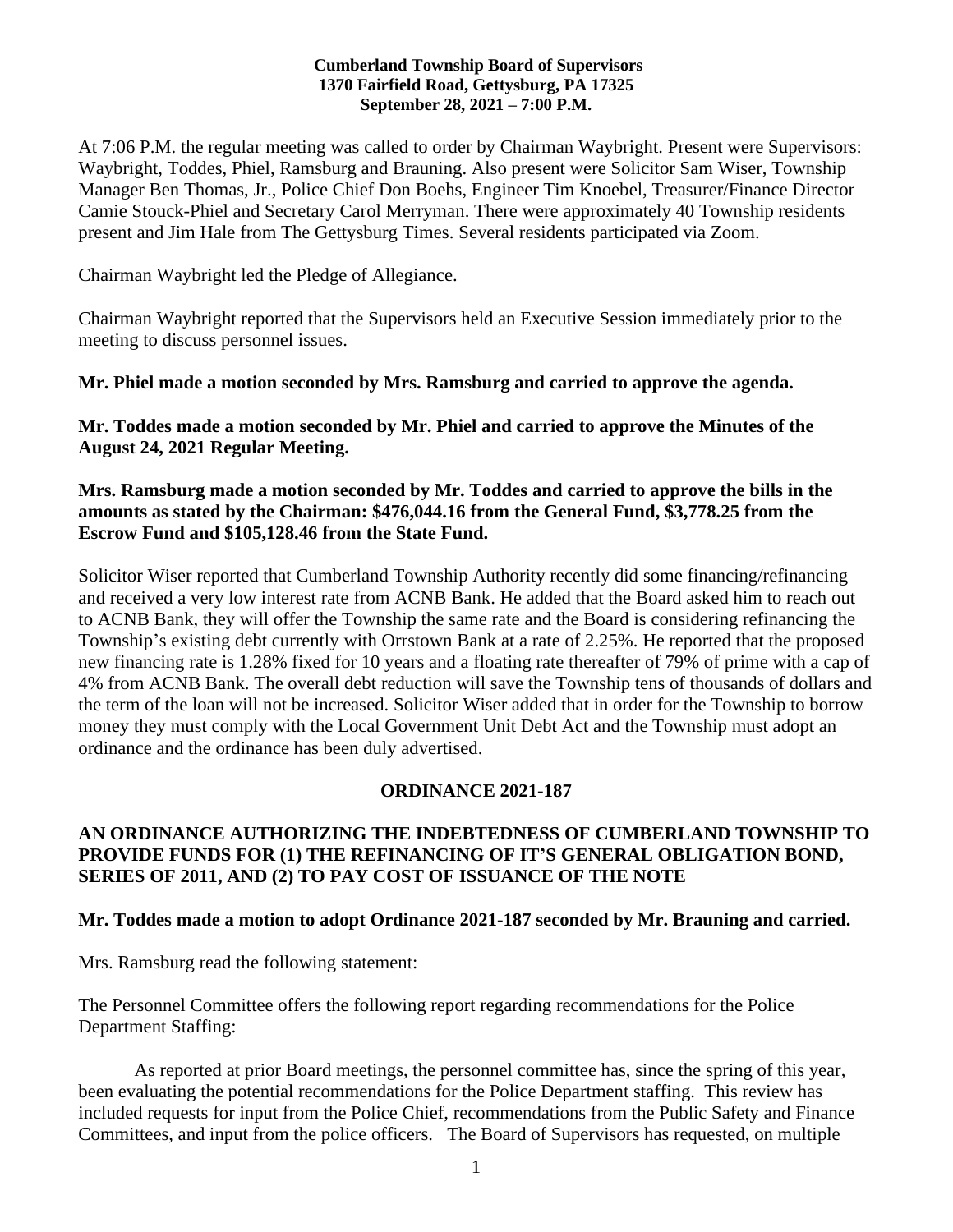**Cumberland Township Board of Supervisors**
**1370 Fairfield Road, Gettysburg, PA 17325**
**September 28, 2021 – 7:00 P.M.**

At 7:06 P.M. the regular meeting was called to order by Chairman Waybright. Present were Supervisors: Waybright, Toddes, Phiel, Ramsburg and Brauning. Also present were Solicitor Sam Wiser, Township Manager Ben Thomas, Jr., Police Chief Don Boehs, Engineer Tim Knoebel, Treasurer/Finance Director Camie Stouck-Phiel and Secretary Carol Merryman. There were approximately 40 Township residents present and Jim Hale from The Gettysburg Times. Several residents participated via Zoom.

Chairman Waybright led the Pledge of Allegiance.

Chairman Waybright reported that the Supervisors held an Executive Session immediately prior to the meeting to discuss personnel issues.

**Mr. Phiel made a motion seconded by Mrs. Ramsburg and carried to approve the agenda.**

**Mr. Toddes made a motion seconded by Mr. Phiel and carried to approve the Minutes of the August 24, 2021 Regular Meeting.**

**Mrs. Ramsburg made a motion seconded by Mr. Toddes and carried to approve the bills in the amounts as stated by the Chairman: $476,044.16 from the General Fund, $3,778.25 from the Escrow Fund and $105,128.46 from the State Fund.**

Solicitor Wiser reported that Cumberland Township Authority recently did some financing/refinancing and received a very low interest rate from ACNB Bank. He added that the Board asked him to reach out to ACNB Bank, they will offer the Township the same rate and the Board is considering refinancing the Township's existing debt currently with Orrstown Bank at a rate of 2.25%. He reported that the proposed new financing rate is 1.28% fixed for 10 years and a floating rate thereafter of 79% of prime with a cap of 4% from ACNB Bank. The overall debt reduction will save the Township tens of thousands of dollars and the term of the loan will not be increased. Solicitor Wiser added that in order for the Township to borrow money they must comply with the Local Government Unit Debt Act and the Township must adopt an ordinance and the ordinance has been duly advertised.

**ORDINANCE 2021-187**

**AN ORDINANCE AUTHORIZING THE INDEBTEDNESS OF CUMBERLAND TOWNSHIP TO PROVIDE FUNDS FOR (1) THE REFINANCING OF IT'S GENERAL OBLIGATION BOND, SERIES OF 2011, AND (2) TO PAY COST OF ISSUANCE OF THE NOTE**

**Mr. Toddes made a motion to adopt Ordinance 2021-187 seconded by Mr. Brauning and carried.**

Mrs. Ramsburg read the following statement:

The Personnel Committee offers the following report regarding recommendations for the Police Department Staffing:

As reported at prior Board meetings, the personnel committee has, since the spring of this year, been evaluating the potential recommendations for the Police Department staffing. This review has included requests for input from the Police Chief, recommendations from the Public Safety and Finance Committees, and input from the police officers. The Board of Supervisors has requested, on multiple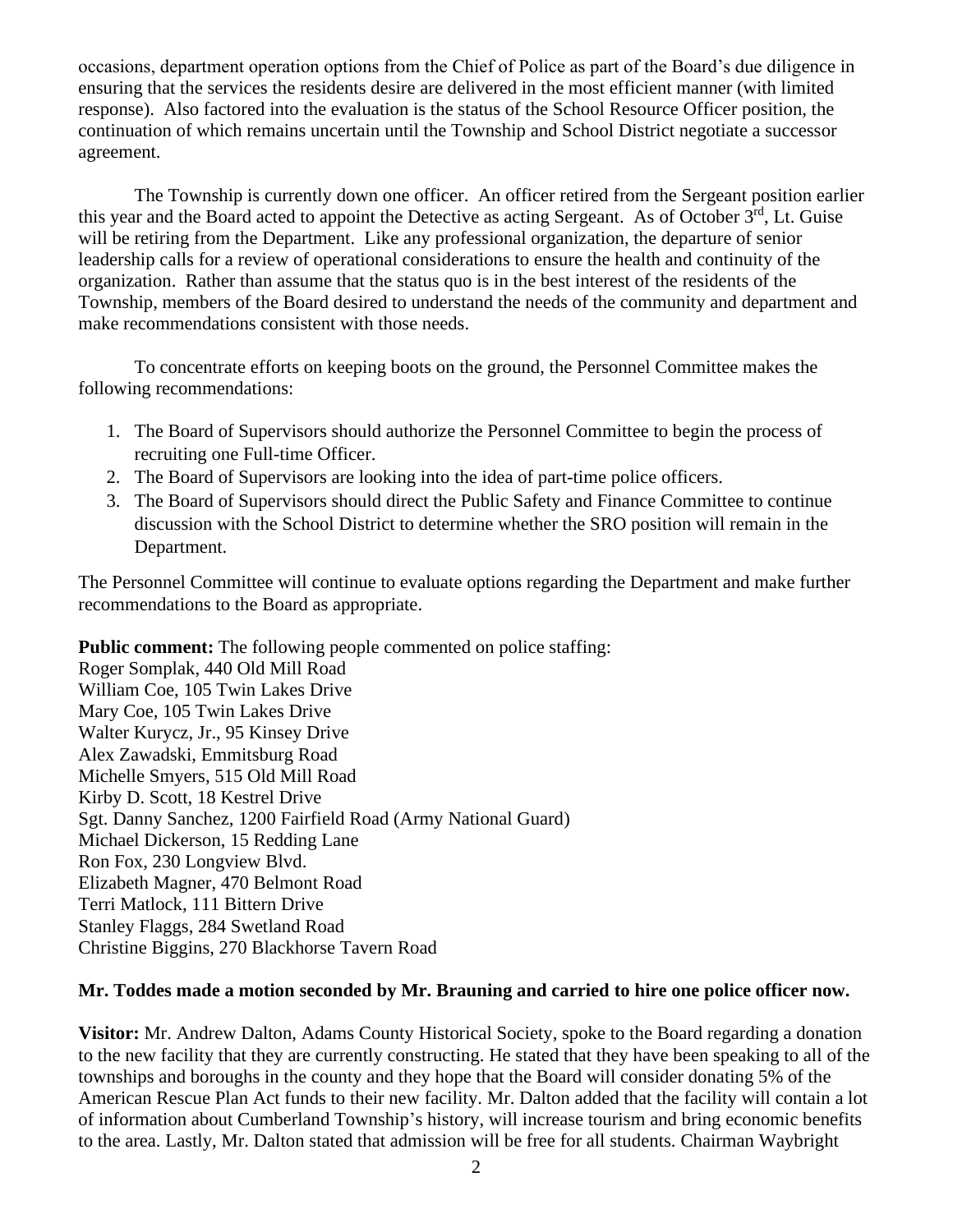occasions, department operation options from the Chief of Police as part of the Board's due diligence in ensuring that the services the residents desire are delivered in the most efficient manner (with limited response). Also factored into the evaluation is the status of the School Resource Officer position, the continuation of which remains uncertain until the Township and School District negotiate a successor agreement.

The Township is currently down one officer. An officer retired from the Sergeant position earlier this year and the Board acted to appoint the Detective as acting Sergeant. As of October 3rd, Lt. Guise will be retiring from the Department. Like any professional organization, the departure of senior leadership calls for a review of operational considerations to ensure the health and continuity of the organization. Rather than assume that the status quo is in the best interest of the residents of the Township, members of the Board desired to understand the needs of the community and department and make recommendations consistent with those needs.

To concentrate efforts on keeping boots on the ground, the Personnel Committee makes the following recommendations:

1. The Board of Supervisors should authorize the Personnel Committee to begin the process of recruiting one Full-time Officer.
2. The Board of Supervisors are looking into the idea of part-time police officers.
3. The Board of Supervisors should direct the Public Safety and Finance Committee to continue discussion with the School District to determine whether the SRO position will remain in the Department.

The Personnel Committee will continue to evaluate options regarding the Department and make further recommendations to the Board as appropriate.

**Public comment:** The following people commented on police staffing:
Roger Somplak, 440 Old Mill Road
William Coe, 105 Twin Lakes Drive
Mary Coe, 105 Twin Lakes Drive
Walter Kurycz, Jr., 95 Kinsey Drive
Alex Zawadski, Emmitsburg Road
Michelle Smyers, 515 Old Mill Road
Kirby D. Scott, 18 Kestrel Drive
Sgt. Danny Sanchez, 1200 Fairfield Road (Army National Guard)
Michael Dickerson, 15 Redding Lane
Ron Fox, 230 Longview Blvd.
Elizabeth Magner, 470 Belmont Road
Terri Matlock, 111 Bittern Drive
Stanley Flaggs, 284 Swetland Road
Christine Biggins, 270 Blackhorse Tavern Road

**Mr. Toddes made a motion seconded by Mr. Brauning and carried to hire one police officer now.**

**Visitor:** Mr. Andrew Dalton, Adams County Historical Society, spoke to the Board regarding a donation to the new facility that they are currently constructing. He stated that they have been speaking to all of the townships and boroughs in the county and they hope that the Board will consider donating 5% of the American Rescue Plan Act funds to their new facility. Mr. Dalton added that the facility will contain a lot of information about Cumberland Township's history, will increase tourism and bring economic benefits to the area. Lastly, Mr. Dalton stated that admission will be free for all students. Chairman Waybright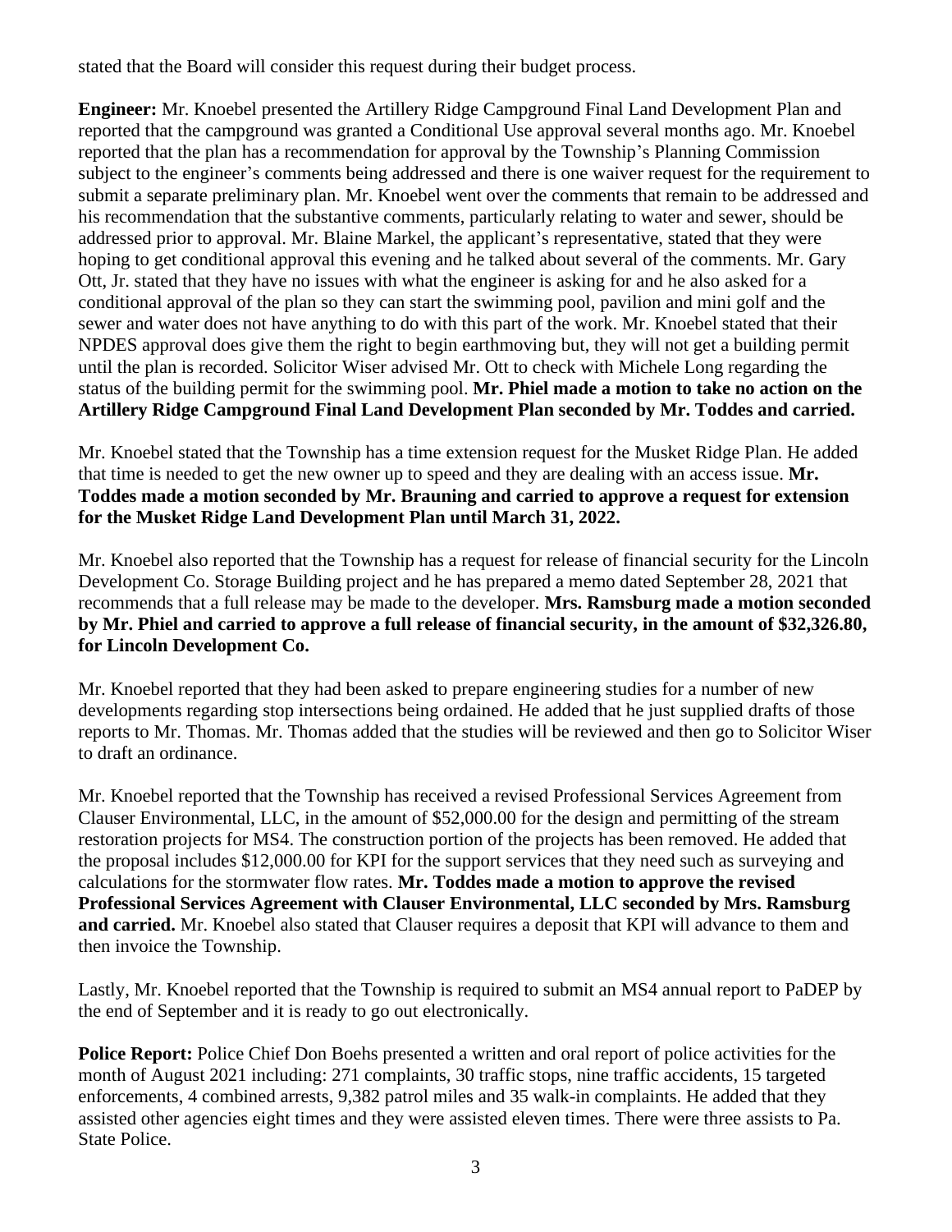stated that the Board will consider this request during their budget process.

**Engineer:** Mr. Knoebel presented the Artillery Ridge Campground Final Land Development Plan and reported that the campground was granted a Conditional Use approval several months ago. Mr. Knoebel reported that the plan has a recommendation for approval by the Township's Planning Commission subject to the engineer's comments being addressed and there is one waiver request for the requirement to submit a separate preliminary plan. Mr. Knoebel went over the comments that remain to be addressed and his recommendation that the substantive comments, particularly relating to water and sewer, should be addressed prior to approval. Mr. Blaine Markel, the applicant's representative, stated that they were hoping to get conditional approval this evening and he talked about several of the comments. Mr. Gary Ott, Jr. stated that they have no issues with what the engineer is asking for and he also asked for a conditional approval of the plan so they can start the swimming pool, pavilion and mini golf and the sewer and water does not have anything to do with this part of the work. Mr. Knoebel stated that their NPDES approval does give them the right to begin earthmoving but, they will not get a building permit until the plan is recorded. Solicitor Wiser advised Mr. Ott to check with Michele Long regarding the status of the building permit for the swimming pool. **Mr. Phiel made a motion to take no action on the Artillery Ridge Campground Final Land Development Plan seconded by Mr. Toddes and carried.**

Mr. Knoebel stated that the Township has a time extension request for the Musket Ridge Plan. He added that time is needed to get the new owner up to speed and they are dealing with an access issue. **Mr. Toddes made a motion seconded by Mr. Brauning and carried to approve a request for extension for the Musket Ridge Land Development Plan until March 31, 2022.**

Mr. Knoebel also reported that the Township has a request for release of financial security for the Lincoln Development Co. Storage Building project and he has prepared a memo dated September 28, 2021 that recommends that a full release may be made to the developer. **Mrs. Ramsburg made a motion seconded by Mr. Phiel and carried to approve a full release of financial security, in the amount of $32,326.80, for Lincoln Development Co.**

Mr. Knoebel reported that they had been asked to prepare engineering studies for a number of new developments regarding stop intersections being ordained. He added that he just supplied drafts of those reports to Mr. Thomas. Mr. Thomas added that the studies will be reviewed and then go to Solicitor Wiser to draft an ordinance.

Mr. Knoebel reported that the Township has received a revised Professional Services Agreement from Clauser Environmental, LLC, in the amount of $52,000.00 for the design and permitting of the stream restoration projects for MS4. The construction portion of the projects has been removed. He added that the proposal includes $12,000.00 for KPI for the support services that they need such as surveying and calculations for the stormwater flow rates. **Mr. Toddes made a motion to approve the revised Professional Services Agreement with Clauser Environmental, LLC seconded by Mrs. Ramsburg and carried.** Mr. Knoebel also stated that Clauser requires a deposit that KPI will advance to them and then invoice the Township.

Lastly, Mr. Knoebel reported that the Township is required to submit an MS4 annual report to PaDEP by the end of September and it is ready to go out electronically.

**Police Report:** Police Chief Don Boehs presented a written and oral report of police activities for the month of August 2021 including: 271 complaints, 30 traffic stops, nine traffic accidents, 15 targeted enforcements, 4 combined arrests, 9,382 patrol miles and 35 walk-in complaints. He added that they assisted other agencies eight times and they were assisted eleven times. There were three assists to Pa. State Police.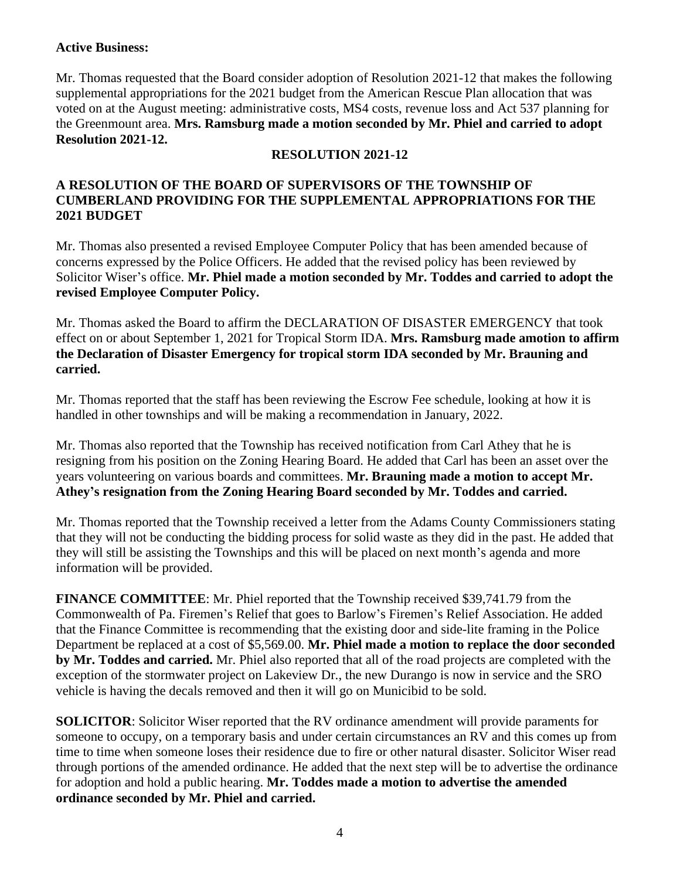**Active Business:**

Mr. Thomas requested that the Board consider adoption of Resolution 2021-12 that makes the following supplemental appropriations for the 2021 budget from the American Rescue Plan allocation that was voted on at the August meeting: administrative costs, MS4 costs, revenue loss and Act 537 planning for the Greenmount area. **Mrs. Ramsburg made a motion seconded by Mr. Phiel and carried to adopt Resolution 2021-12.**

**RESOLUTION 2021-12**

**A RESOLUTION OF THE BOARD OF SUPERVISORS OF THE TOWNSHIP OF CUMBERLAND PROVIDING FOR THE SUPPLEMENTAL APPROPRIATIONS FOR THE 2021 BUDGET**

Mr. Thomas also presented a revised Employee Computer Policy that has been amended because of concerns expressed by the Police Officers. He added that the revised policy has been reviewed by Solicitor Wiser's office. **Mr. Phiel made a motion seconded by Mr. Toddes and carried to adopt the revised Employee Computer Policy.**

Mr. Thomas asked the Board to affirm the DECLARATION OF DISASTER EMERGENCY that took effect on or about September 1, 2021 for Tropical Storm IDA. **Mrs. Ramsburg made amotion to affirm the Declaration of Disaster Emergency for tropical storm IDA seconded by Mr. Brauning and carried.**

Mr. Thomas reported that the staff has been reviewing the Escrow Fee schedule, looking at how it is handled in other townships and will be making a recommendation in January, 2022.

Mr. Thomas also reported that the Township has received notification from Carl Athey that he is resigning from his position on the Zoning Hearing Board. He added that Carl has been an asset over the years volunteering on various boards and committees. **Mr. Brauning made a motion to accept Mr. Athey's resignation from the Zoning Hearing Board seconded by Mr. Toddes and carried.**

Mr. Thomas reported that the Township received a letter from the Adams County Commissioners stating that they will not be conducting the bidding process for solid waste as they did in the past. He added that they will still be assisting the Townships and this will be placed on next month's agenda and more information will be provided.

**FINANCE COMMITTEE**: Mr. Phiel reported that the Township received $39,741.79 from the Commonwealth of Pa. Firemen's Relief that goes to Barlow's Firemen's Relief Association. He added that the Finance Committee is recommending that the existing door and side-lite framing in the Police Department be replaced at a cost of $5,569.00. **Mr. Phiel made a motion to replace the door seconded by Mr. Toddes and carried.** Mr. Phiel also reported that all of the road projects are completed with the exception of the stormwater project on Lakeview Dr., the new Durango is now in service and the SRO vehicle is having the decals removed and then it will go on Municibid to be sold.

**SOLICITOR**: Solicitor Wiser reported that the RV ordinance amendment will provide paraments for someone to occupy, on a temporary basis and under certain circumstances an RV and this comes up from time to time when someone loses their residence due to fire or other natural disaster. Solicitor Wiser read through portions of the amended ordinance. He added that the next step will be to advertise the ordinance for adoption and hold a public hearing. **Mr. Toddes made a motion to advertise the amended ordinance seconded by Mr. Phiel and carried.**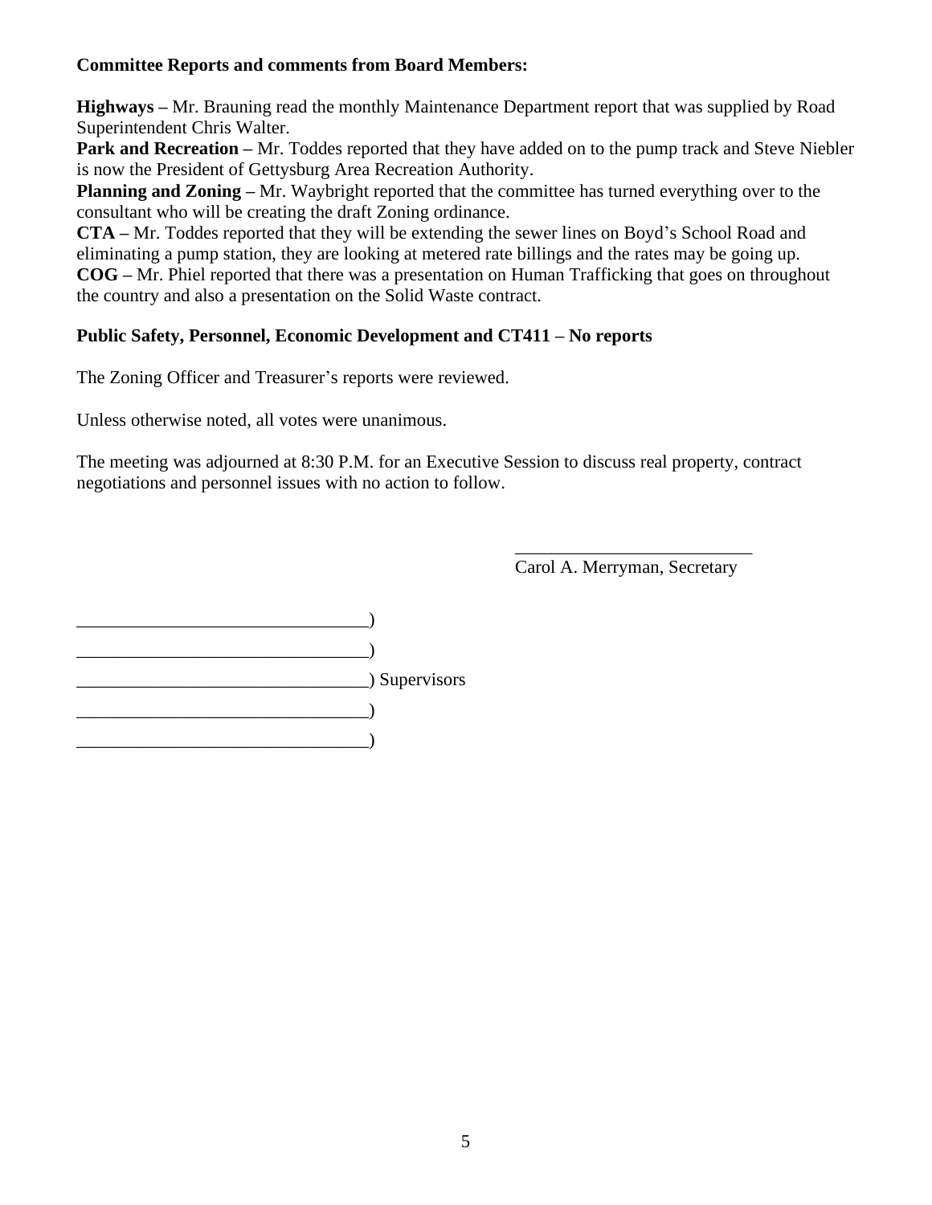**Committee Reports and comments from Board Members:**

**Highways –** Mr. Brauning read the monthly Maintenance Department report that was supplied by Road Superintendent Chris Walter.
**Park and Recreation –** Mr. Toddes reported that they have added on to the pump track and Steve Niebler is now the President of Gettysburg Area Recreation Authority.
**Planning and Zoning –** Mr. Waybright reported that the committee has turned everything over to the consultant who will be creating the draft Zoning ordinance.
**CTA –** Mr. Toddes reported that they will be extending the sewer lines on Boyd's School Road and eliminating a pump station, they are looking at metered rate billings and the rates may be going up.
**COG –** Mr. Phiel reported that there was a presentation on Human Trafficking that goes on throughout the country and also a presentation on the Solid Waste contract.

**Public Safety, Personnel, Economic Development and CT411 – No reports**

The Zoning Officer and Treasurer's reports were reviewed.

Unless otherwise noted, all votes were unanimous.

The meeting was adjourned at 8:30 P.M. for an Executive Session to discuss real property, contract negotiations and personnel issues with no action to follow.

\_\_\_\_\_\_\_\_\_\_\_\_\_\_\_\_\_\_\_\_\_\_\_\_\_\_
Carol A. Merryman, Secretary

\_\_\_\_\_\_\_\_\_\_\_\_\_\_\_\_\_\_\_\_\_\_\_\_\_\_\_\_\_\_\_\_)
\_\_\_\_\_\_\_\_\_\_\_\_\_\_\_\_\_\_\_\_\_\_\_\_\_\_\_\_\_\_\_\_)
\_\_\_\_\_\_\_\_\_\_\_\_\_\_\_\_\_\_\_\_\_\_\_\_\_\_\_\_\_\_\_\_) Supervisors
\_\_\_\_\_\_\_\_\_\_\_\_\_\_\_\_\_\_\_\_\_\_\_\_\_\_\_\_\_\_\_\_)
\_\_\_\_\_\_\_\_\_\_\_\_\_\_\_\_\_\_\_\_\_\_\_\_\_\_\_\_\_\_\_\_)